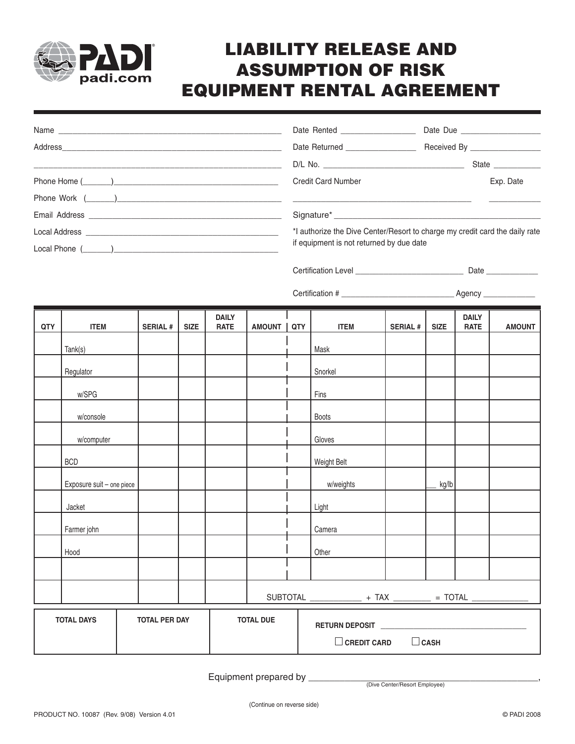# LIABILITY RELEASE AND ASSUMPTION OF RISK EQUIPMENT RENTAL AGREEMENT

Name ______________________________________________

Address ____________________________________________

___________________________________________________

Phone Home (_______)________________________________

Phone Work (_______)________________________________

Email Address ______________________________________

Local Address ______________________________________

Local Phone (_______)_______________________________

Date Rented _______________ Date Due ________________

Date Returned ______________ Received By _____________

D/L No. ______________________________ State __________

Credit Card Number ______________________________ Exp. Date __________

Signature* ___________________________________________

*I authorize the Dive Center/Resort to charge my credit card the daily rate if equipment is not returned by due date

Certification Level ______________________ Date ___________

Certification # _______________________ Agency ___________

| QTY | ITEM | SERIAL # | SIZE | DAILY RATE | AMOUNT | QTY | ITEM | SERIAL # | SIZE | DAILY RATE | AMOUNT |
|---|---|---|---|---|---|---|---|---|---|---|---|
| | Tank(s) | | | | | | Mask | | | | |
| | Regulator | | | | | | Snorkel | | | | |
| | w/SPG | | | | | | Fins | | | | |
| | w/console | | | | | | Boots | | | | |
| | w/computer | | | | | | Gloves | | | | |
| | BCD | | | | | | Weight Belt | | | | |
| | Exposure suit – one piece | | | | | | w/weights | | ___ kg/lb | | |
| | Jacket | | | | | | Light | | | | |
| | Farmer john | | | | | | Camera | | | | |
| | Hood | | | | | | Other | | | | |
| | | | | | | | | | | | |
| | | | | | SUBTOTAL __________ + TAX ________ = TOTAL ___________ | | | | | | |

| TOTAL DAYS | TOTAL PER DAY | TOTAL DUE | RETURN DEPOSIT ______________________ ☐ CREDIT CARD ☐ CASH |
|---|---|---|---|
| | | | |

Equipment prepared by ______________________________________________,
(Dive Center/Resort Employee)

(Continue on reverse side)

PRODUCT NO. 10087 (Rev. 9/08) Version 4.01

© PADI 2008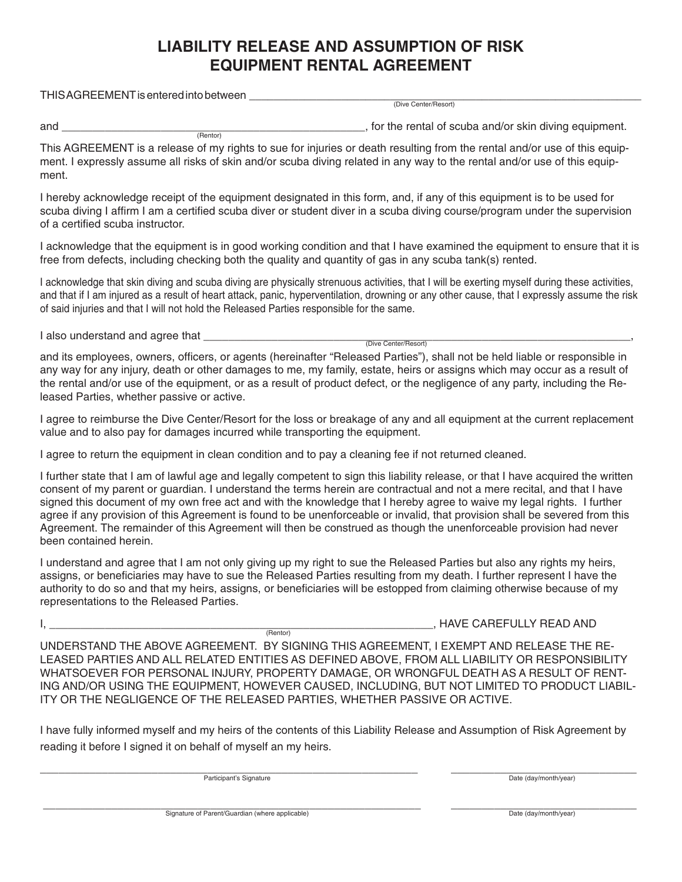# LIABILITY RELEASE AND ASSUMPTION OF RISK EQUIPMENT RENTAL AGREEMENT

THIS AGREEMENT is entered into between ____________________________________________
(Dive Center/Resort)

and ____________________________________________, for the rental of scuba and/or skin diving equipment.
(Rentor)

This AGREEMENT is a release of my rights to sue for injuries or death resulting from the rental and/or use of this equipment. I expressly assume all risks of skin and/or scuba diving related in any way to the rental and/or use of this equipment.

I hereby acknowledge receipt of the equipment designated in this form, and, if any of this equipment is to be used for scuba diving I affirm I am a certified scuba diver or student diver in a scuba diving course/program under the supervision of a certified scuba instructor.

I acknowledge that the equipment is in good working condition and that I have examined the equipment to ensure that it is free from defects, including checking both the quality and quantity of gas in any scuba tank(s) rented.

I acknowledge that skin diving and scuba diving are physically strenuous activities, that I will be exerting myself during these activities, and that if I am injured as a result of heart attack, panic, hyperventilation, drowning or any other cause, that I expressly assume the risk of said injuries and that I will not hold the Released Parties responsible for the same.

I also understand and agree that ____________________________________________,
(Dive Center/Resort)

and its employees, owners, officers, or agents (hereinafter "Released Parties"), shall not be held liable or responsible in any way for any injury, death or other damages to me, my family, estate, heirs or assigns which may occur as a result of the rental and/or use of the equipment, or as a result of product defect, or the negligence of any party, including the Released Parties, whether passive or active.

I agree to reimburse the Dive Center/Resort for the loss or breakage of any and all equipment at the current replacement value and to also pay for damages incurred while transporting the equipment.

I agree to return the equipment in clean condition and to pay a cleaning fee if not returned cleaned.

I further state that I am of lawful age and legally competent to sign this liability release, or that I have acquired the written consent of my parent or guardian. I understand the terms herein are contractual and not a mere recital, and that I have signed this document of my own free act and with the knowledge that I hereby agree to waive my legal rights. I further agree if any provision of this Agreement is found to be unenforceable or invalid, that provision shall be severed from this Agreement. The remainder of this Agreement will then be construed as though the unenforceable provision had never been contained herein.

I understand and agree that I am not only giving up my right to sue the Released Parties but also any rights my heirs, assigns, or beneficiaries may have to sue the Released Parties resulting from my death. I further represent I have the authority to do so and that my heirs, assigns, or beneficiaries will be estopped from claiming otherwise because of my representations to the Released Parties.

I, ____________________________________________, HAVE CAREFULLY READ AND
(Rentor)

UNDERSTAND THE ABOVE AGREEMENT. BY SIGNING THIS AGREEMENT, I EXEMPT AND RELEASE THE RELEASED PARTIES AND ALL RELATED ENTITIES AS DEFINED ABOVE, FROM ALL LIABILITY OR RESPONSIBILITY WHATSOEVER FOR PERSONAL INJURY, PROPERTY DAMAGE, OR WRONGFUL DEATH AS A RESULT OF RENTING AND/OR USING THE EQUIPMENT, HOWEVER CAUSED, INCLUDING, BUT NOT LIMITED TO PRODUCT LIABILITY OR THE NEGLIGENCE OF THE RELEASED PARTIES, WHETHER PASSIVE OR ACTIVE.

I have fully informed myself and my heirs of the contents of this Liability Release and Assumption of Risk Agreement by reading it before I signed it on behalf of myself an my heirs.

____________________________________________ ____________________
Participant's Signature Date (day/month/year)

____________________________________________ ____________________
Signature of Parent/Guardian (where applicable) Date (day/month/year)